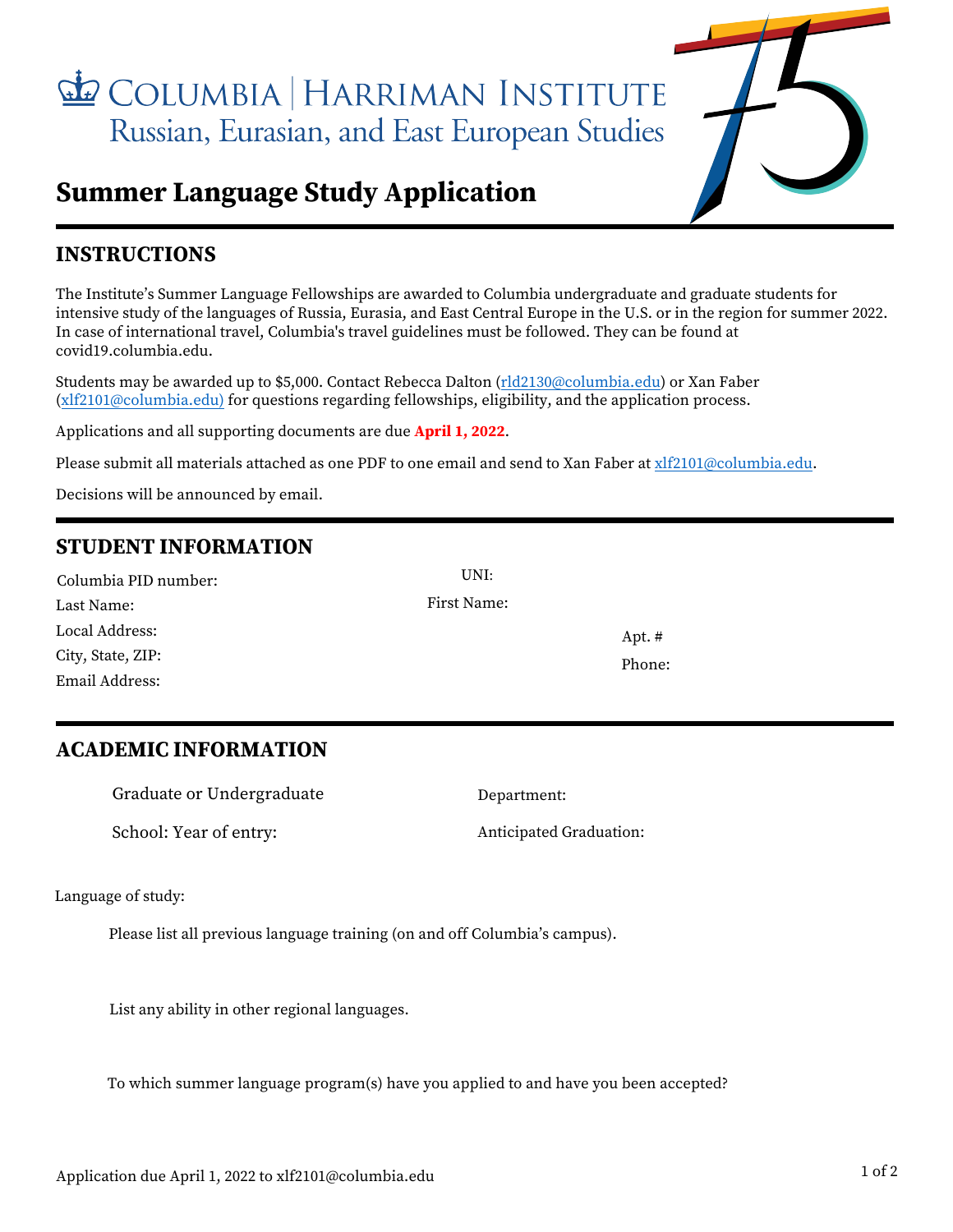# Columbia | Harriman Institute

Russian, Eurasian, and East European Studies

## Summer Language Study Application

### INSTRUCTIONS

The Institute's Summer Language Fellowships are awarded to Columbia undergraduate and graduate students for intensive study of the languages of Russia, Eurasia, and East Central Europe in the U.S. or in the region for summer 2022. In case of international travel, Columbia's travel guidelines must be followed. They can be found at covid19.columbia.edu.

Students may be awarded up to $5,000. Contact Rebecca Dalton (rld2130@columbia.edu) or Xan Faber (xlf2101@columbia.edu) for questions regarding fellowships, eligibility, and the application process.

Applications and all supporting documents are due **April 1, 2022**.

Please submit all materials attached as one PDF to one email and send to Xan Faber at xlf2101@columbia.edu.

Decisions will be announced by email.

### STUDENT INFORMATION

Columbia PID number:

UNI:

Last Name:

First Name:

Local Address:

Apt. #

City, State, ZIP:

Phone:

Email Address:

### ACADEMIC INFORMATION

Graduate or Undergraduate

Department:

School: Year of entry:

Anticipated Graduation:

Language of study:

Please list all previous language training (on and off Columbia's campus).

List any ability in other regional languages.

To which summer language program(s) have you applied to and have you been accepted?

Application due April 1, 2022 to xlf2101@columbia.edu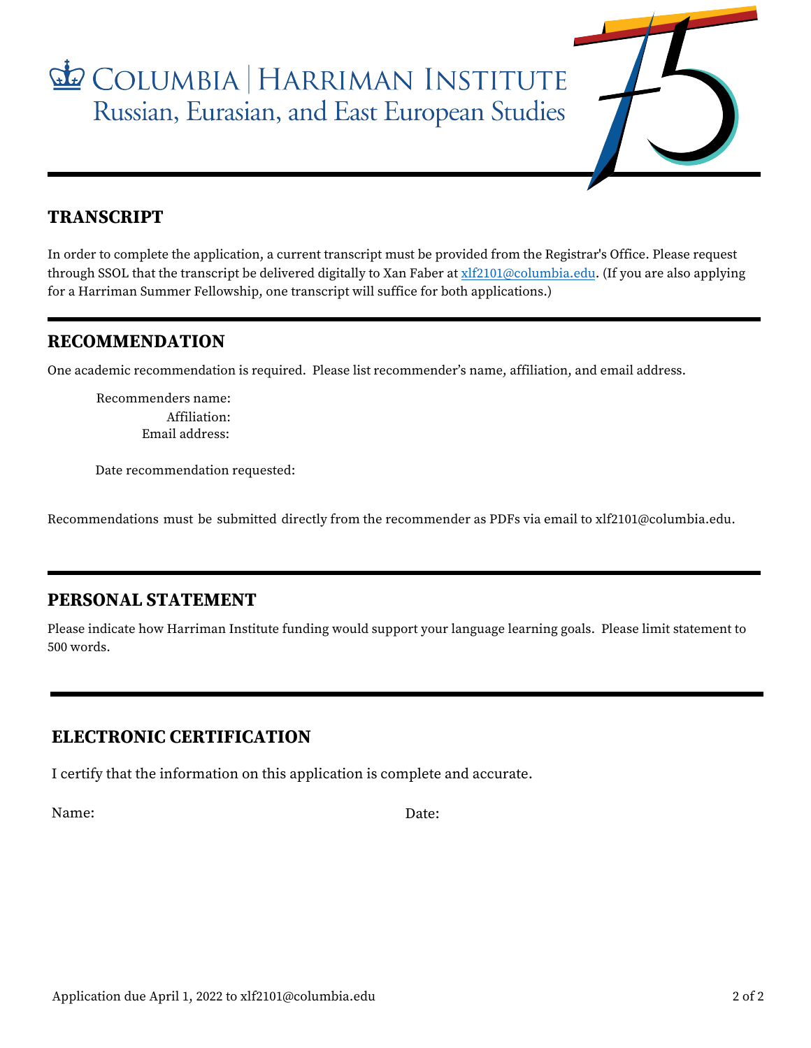Columbia | Harriman Institute
Russian, Eurasian, and East European Studies

## TRANSCRIPT

In order to complete the application, a current transcript must be provided from the Registrar's Office. Please request through SSOL that the transcript be delivered digitally to Xan Faber at xlf2101@columbia.edu. (If you are also applying for a Harriman Summer Fellowship, one transcript will suffice for both applications.)

## RECOMMENDATION

One academic recommendation is required. Please list recommender's name, affiliation, and email address.

Recommenders name:
Affiliation:
Email address:

Date recommendation requested:

Recommendations must be submitted directly from the recommender as PDFs via email to xlf2101@columbia.edu.

## PERSONAL STATEMENT

Please indicate how Harriman Institute funding would support your language learning goals. Please limit statement to 500 words.

## ELECTRONIC CERTIFICATION

I certify that the information on this application is complete and accurate.

Name: Date:

Application due April 1, 2022 to xlf2101@columbia.edu